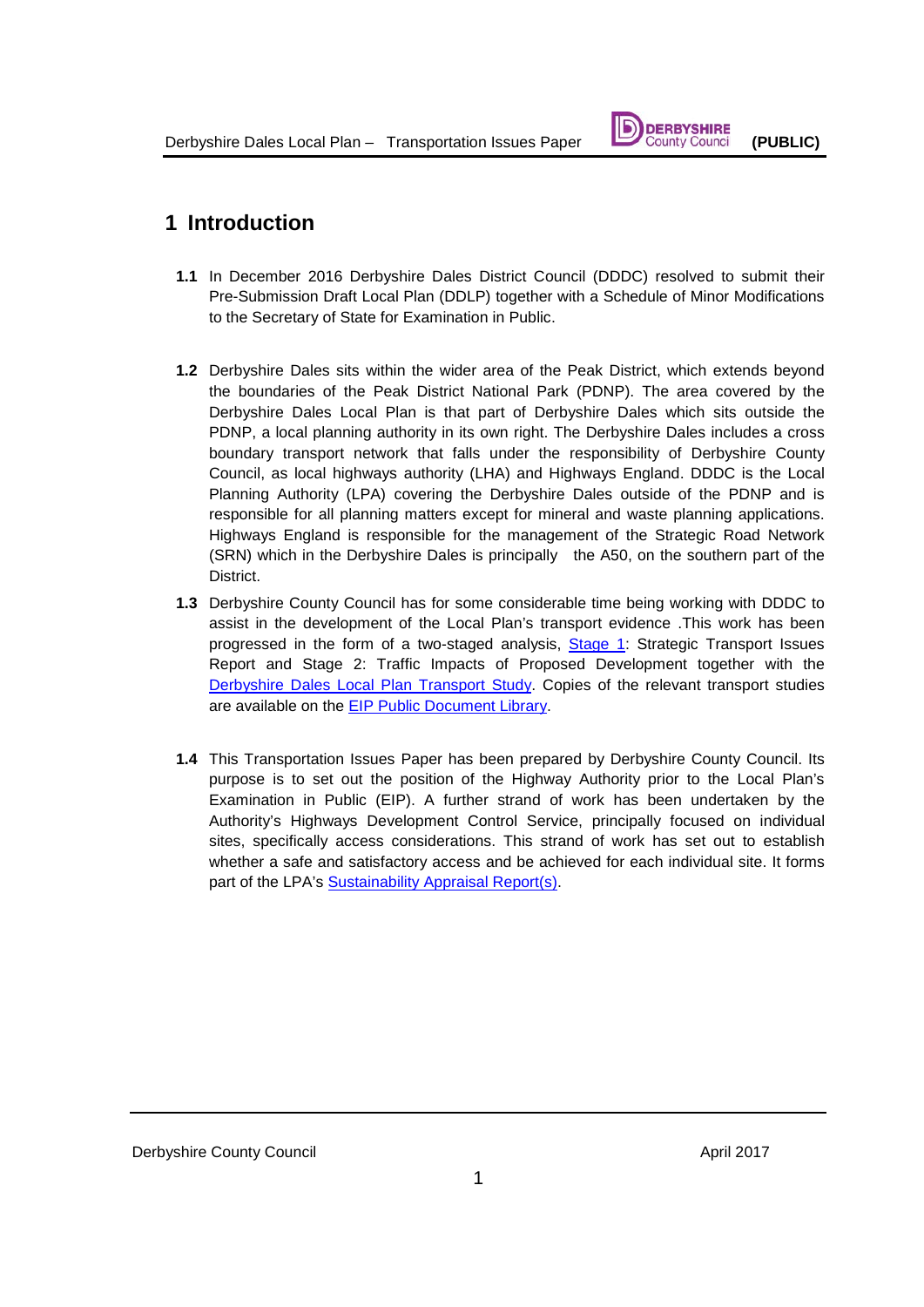# 1 Introduction

**1.1** In December 2016 Derbyshire Dales District Council (DDDC) resolved to submit their Pre-Submission Draft Local Plan (DDLP) together with a Schedule of Minor Modifications to the Secretary of State for Examination in Public.

**1.2** Derbyshire Dales sits within the wider area of the Peak District, which extends beyond the boundaries of the Peak District National Park (PDNP). The area covered by the Derbyshire Dales Local Plan is that part of Derbyshire Dales which sits outside the PDNP, a local planning authority in its own right. The Derbyshire Dales includes a cross boundary transport network that falls under the responsibility of Derbyshire County Council, as local highways authority (LHA) and Highways England. DDDC is the Local Planning Authority (LPA) covering the Derbyshire Dales outside of the PDNP and is responsible for all planning matters except for mineral and waste planning applications. Highways England is responsible for the management of the Strategic Road Network (SRN) which in the Derbyshire Dales is principally the A50, on the southern part of the District.

**1.3** Derbyshire County Council has for some considerable time being working with DDDC to assist in the development of the Local Plan's transport evidence .This work has been progressed in the form of a two-staged analysis, Stage 1: Strategic Transport Issues Report and Stage 2: Traffic Impacts of Proposed Development together with the Derbyshire Dales Local Plan Transport Study. Copies of the relevant transport studies are available on the EIP Public Document Library.

**1.4** This Transportation Issues Paper has been prepared by Derbyshire County Council. Its purpose is to set out the position of the Highway Authority prior to the Local Plan's Examination in Public (EIP). A further strand of work has been undertaken by the Authority's Highways Development Control Service, principally focused on individual sites, specifically access considerations. This strand of work has set out to establish whether a safe and satisfactory access and be achieved for each individual site. It forms part of the LPA's Sustainability Appraisal Report(s).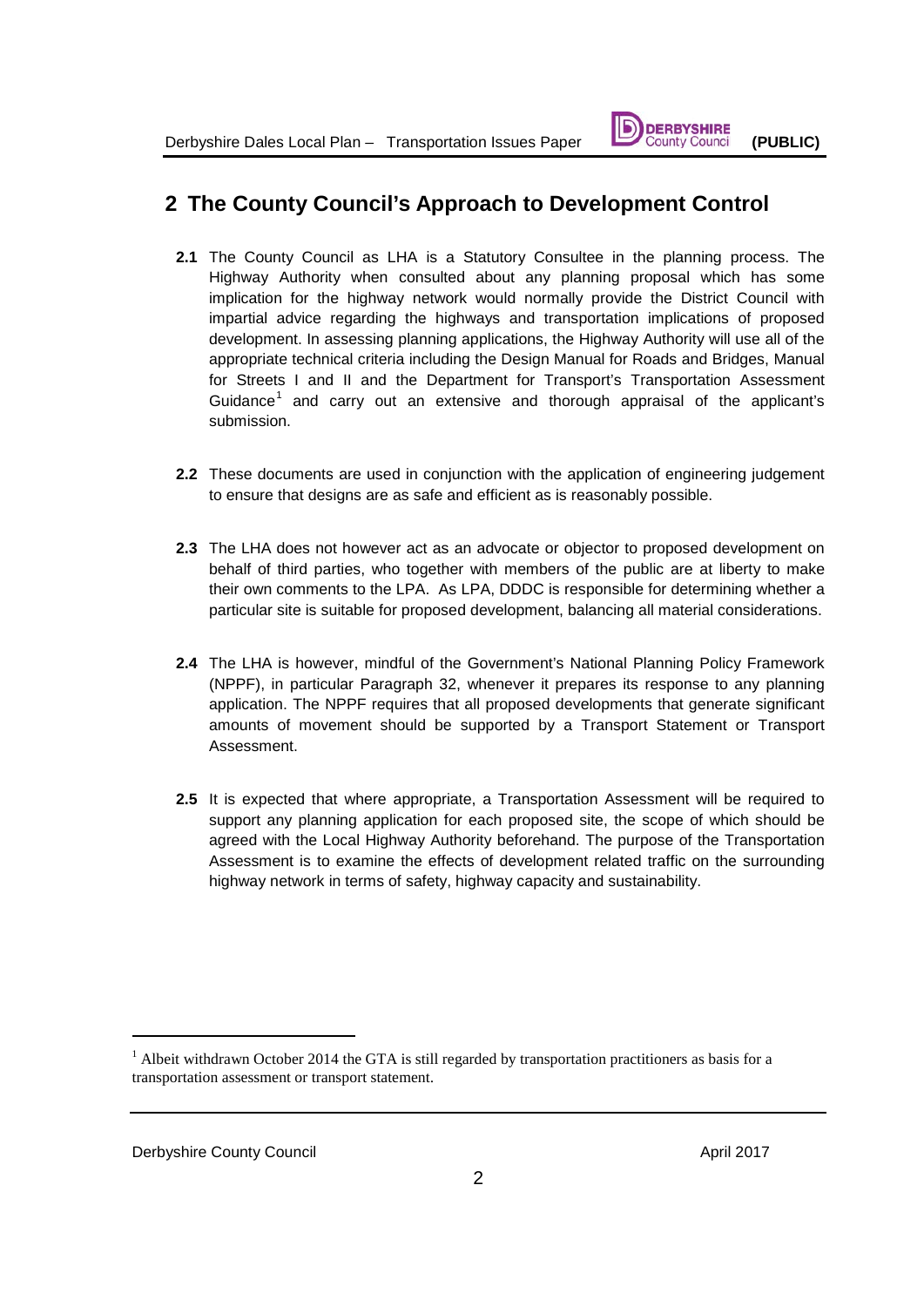## 2 The County Council's Approach to Development Control

**2.1** The County Council as LHA is a Statutory Consultee in the planning process. The Highway Authority when consulted about any planning proposal which has some implication for the highway network would normally provide the District Council with impartial advice regarding the highways and transportation implications of proposed development. In assessing planning applications, the Highway Authority will use all of the appropriate technical criteria including the Design Manual for Roads and Bridges, Manual for Streets I and II and the Department for Transport's Transportation Assessment Guidance[1] and carry out an extensive and thorough appraisal of the applicant's submission.

**2.2** These documents are used in conjunction with the application of engineering judgement to ensure that designs are as safe and efficient as is reasonably possible.

**2.3** The LHA does not however act as an advocate or objector to proposed development on behalf of third parties, who together with members of the public are at liberty to make their own comments to the LPA. As LPA, DDDC is responsible for determining whether a particular site is suitable for proposed development, balancing all material considerations.

**2.4** The LHA is however, mindful of the Government's National Planning Policy Framework (NPPF), in particular Paragraph 32, whenever it prepares its response to any planning application. The NPPF requires that all proposed developments that generate significant amounts of movement should be supported by a Transport Statement or Transport Assessment.

**2.5** It is expected that where appropriate, a Transportation Assessment will be required to support any planning application for each proposed site, the scope of which should be agreed with the Local Highway Authority beforehand. The purpose of the Transportation Assessment is to examine the effects of development related traffic on the surrounding highway network in terms of safety, highway capacity and sustainability.

---

[1] Albeit withdrawn October 2014 the GTA is still regarded by transportation practitioners as basis for a transportation assessment or transport statement.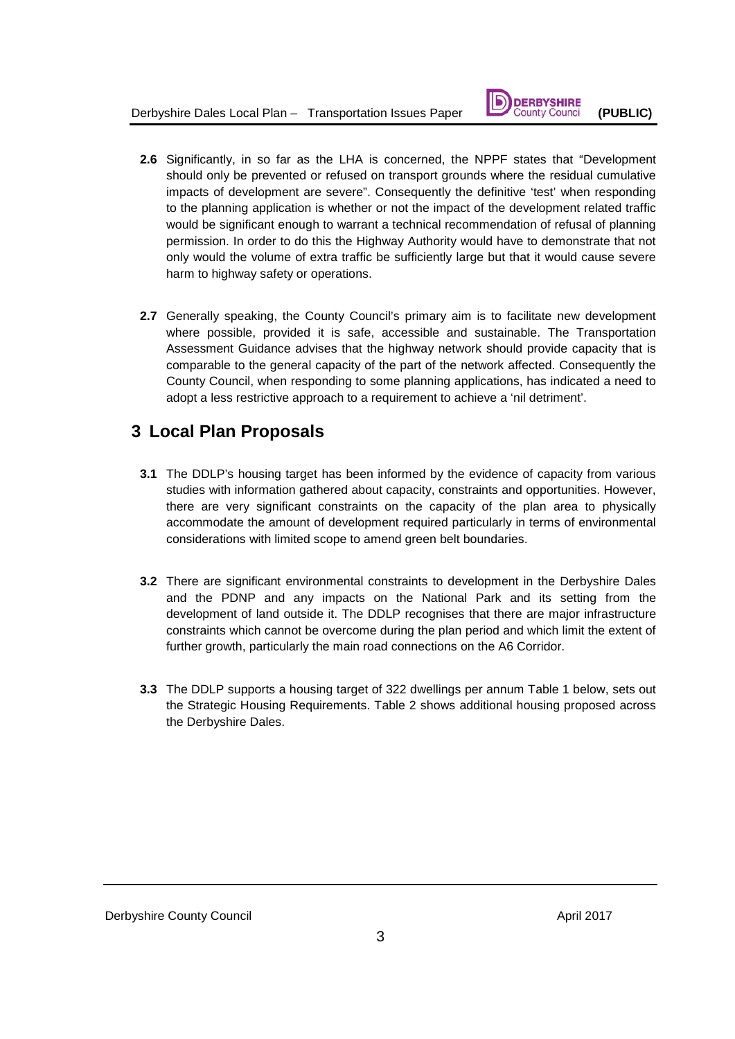**2.6** Significantly, in so far as the LHA is concerned, the NPPF states that "Development should only be prevented or refused on transport grounds where the residual cumulative impacts of development are severe". Consequently the definitive 'test' when responding to the planning application is whether or not the impact of the development related traffic would be significant enough to warrant a technical recommendation of refusal of planning permission. In order to do this the Highway Authority would have to demonstrate that not only would the volume of extra traffic be sufficiently large but that it would cause severe harm to highway safety or operations.

**2.7** Generally speaking, the County Council's primary aim is to facilitate new development where possible, provided it is safe, accessible and sustainable. The Transportation Assessment Guidance advises that the highway network should provide capacity that is comparable to the general capacity of the part of the network affected. Consequently the County Council, when responding to some planning applications, has indicated a need to adopt a less restrictive approach to a requirement to achieve a 'nil detriment'.

# 3 Local Plan Proposals

**3.1** The DDLP's housing target has been informed by the evidence of capacity from various studies with information gathered about capacity, constraints and opportunities. However, there are very significant constraints on the capacity of the plan area to physically accommodate the amount of development required particularly in terms of environmental considerations with limited scope to amend green belt boundaries.

**3.2** There are significant environmental constraints to development in the Derbyshire Dales and the PDNP and any impacts on the National Park and its setting from the development of land outside it. The DDLP recognises that there are major infrastructure constraints which cannot be overcome during the plan period and which limit the extent of further growth, particularly the main road connections on the A6 Corridor.

**3.3** The DDLP supports a housing target of 322 dwellings per annum Table 1 below, sets out the Strategic Housing Requirements. Table 2 shows additional housing proposed across the Derbyshire Dales.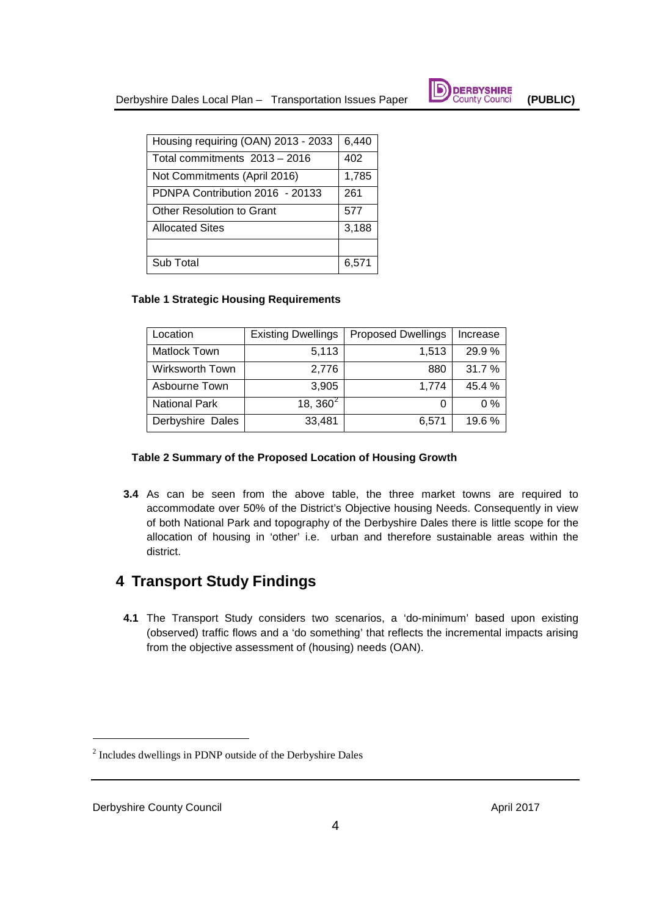| Housing requiring (OAN) 2013 - 2033 | 6,440 |
|---|---|
| Total commitments 2013 – 2016 | 402 |
| Not Commitments (April 2016) | 1,785 |
| PDNPA Contribution 2016 - 20133 | 261 |
| Other Resolution to Grant | 577 |
| Allocated Sites | 3,188 |
| | |
| Sub Total | 6,571 |

**Table 1 Strategic Housing Requirements**

| Location | Existing Dwellings | Proposed Dwellings | Increase |
|---|---|---|---|
| Matlock Town | 5,113 | 1,513 | 29.9 % |
| Wirksworth Town | 2,776 | 880 | 31.7 % |
| Asbourne Town | 3,905 | 1,774 | 45.4 % |
| National Park | 18, 360[2] | 0 | 0 % |
| Derbyshire Dales | 33,481 | 6,571 | 19.6 % |

**Table 2 Summary of the Proposed Location of Housing Growth**

**3.4** As can be seen from the above table, the three market towns are required to accommodate over 50% of the District's Objective housing Needs. Consequently in view of both National Park and topography of the Derbyshire Dales there is little scope for the allocation of housing in 'other' i.e. urban and therefore sustainable areas within the district.

## 4 Transport Study Findings

**4.1** The Transport Study considers two scenarios, a 'do-minimum' based upon existing (observed) traffic flows and a 'do something' that reflects the incremental impacts arising from the objective assessment of (housing) needs (OAN).

[2] Includes dwellings in PDNP outside of the Derbyshire Dales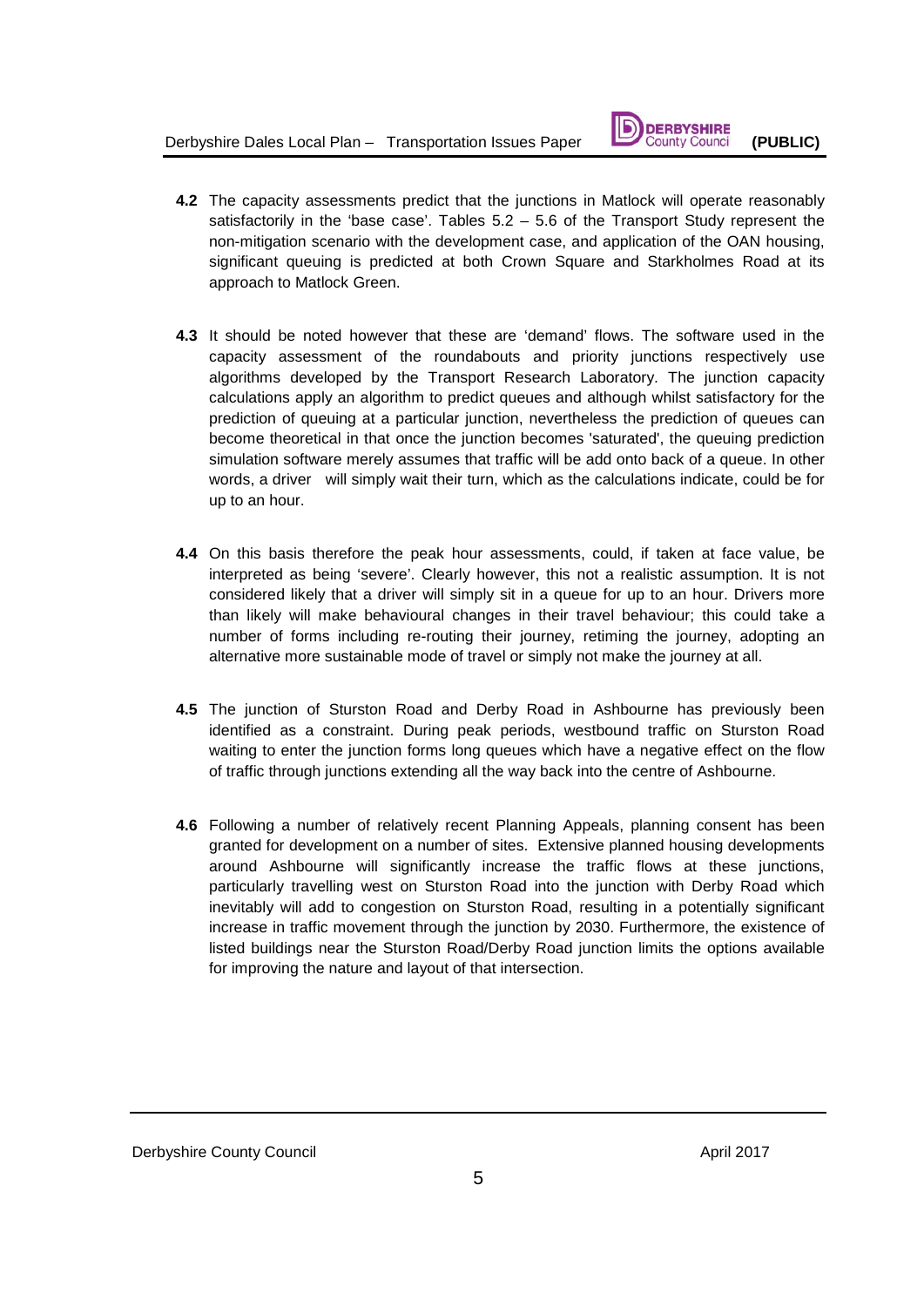**4.2** The capacity assessments predict that the junctions in Matlock will operate reasonably satisfactorily in the 'base case'. Tables 5.2 – 5.6 of the Transport Study represent the non-mitigation scenario with the development case, and application of the OAN housing, significant queuing is predicted at both Crown Square and Starkholmes Road at its approach to Matlock Green.

**4.3** It should be noted however that these are 'demand' flows. The software used in the capacity assessment of the roundabouts and priority junctions respectively use algorithms developed by the Transport Research Laboratory. The junction capacity calculations apply an algorithm to predict queues and although whilst satisfactory for the prediction of queuing at a particular junction, nevertheless the prediction of queues can become theoretical in that once the junction becomes 'saturated', the queuing prediction simulation software merely assumes that traffic will be add onto back of a queue. In other words, a driver will simply wait their turn, which as the calculations indicate, could be for up to an hour.

**4.4** On this basis therefore the peak hour assessments, could, if taken at face value, be interpreted as being 'severe'. Clearly however, this not a realistic assumption. It is not considered likely that a driver will simply sit in a queue for up to an hour. Drivers more than likely will make behavioural changes in their travel behaviour; this could take a number of forms including re-routing their journey, retiming the journey, adopting an alternative more sustainable mode of travel or simply not make the journey at all.

**4.5** The junction of Sturston Road and Derby Road in Ashbourne has previously been identified as a constraint. During peak periods, westbound traffic on Sturston Road waiting to enter the junction forms long queues which have a negative effect on the flow of traffic through junctions extending all the way back into the centre of Ashbourne.

**4.6** Following a number of relatively recent Planning Appeals, planning consent has been granted for development on a number of sites. Extensive planned housing developments around Ashbourne will significantly increase the traffic flows at these junctions, particularly travelling west on Sturston Road into the junction with Derby Road which inevitably will add to congestion on Sturston Road, resulting in a potentially significant increase in traffic movement through the junction by 2030. Furthermore, the existence of listed buildings near the Sturston Road/Derby Road junction limits the options available for improving the nature and layout of that intersection.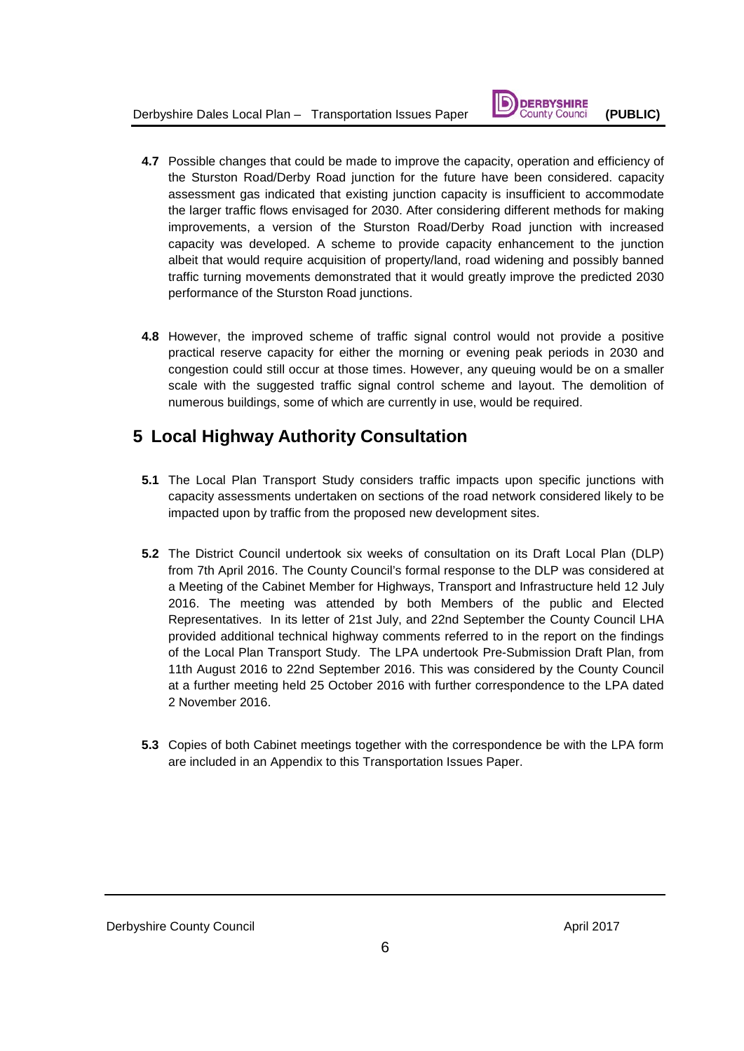**4.7** Possible changes that could be made to improve the capacity, operation and efficiency of the Sturston Road/Derby Road junction for the future have been considered. capacity assessment gas indicated that existing junction capacity is insufficient to accommodate the larger traffic flows envisaged for 2030. After considering different methods for making improvements, a version of the Sturston Road/Derby Road junction with increased capacity was developed. A scheme to provide capacity enhancement to the junction albeit that would require acquisition of property/land, road widening and possibly banned traffic turning movements demonstrated that it would greatly improve the predicted 2030 performance of the Sturston Road junctions.

**4.8** However, the improved scheme of traffic signal control would not provide a positive practical reserve capacity for either the morning or evening peak periods in 2030 and congestion could still occur at those times. However, any queuing would be on a smaller scale with the suggested traffic signal control scheme and layout. The demolition of numerous buildings, some of which are currently in use, would be required.

## 5 Local Highway Authority Consultation

**5.1** The Local Plan Transport Study considers traffic impacts upon specific junctions with capacity assessments undertaken on sections of the road network considered likely to be impacted upon by traffic from the proposed new development sites.

**5.2** The District Council undertook six weeks of consultation on its Draft Local Plan (DLP) from 7th April 2016. The County Council's formal response to the DLP was considered at a Meeting of the Cabinet Member for Highways, Transport and Infrastructure held 12 July 2016. The meeting was attended by both Members of the public and Elected Representatives. In its letter of 21st July, and 22nd September the County Council LHA provided additional technical highway comments referred to in the report on the findings of the Local Plan Transport Study. The LPA undertook Pre-Submission Draft Plan, from 11th August 2016 to 22nd September 2016. This was considered by the County Council at a further meeting held 25 October 2016 with further correspondence to the LPA dated 2 November 2016.

**5.3** Copies of both Cabinet meetings together with the correspondence be with the LPA form are included in an Appendix to this Transportation Issues Paper.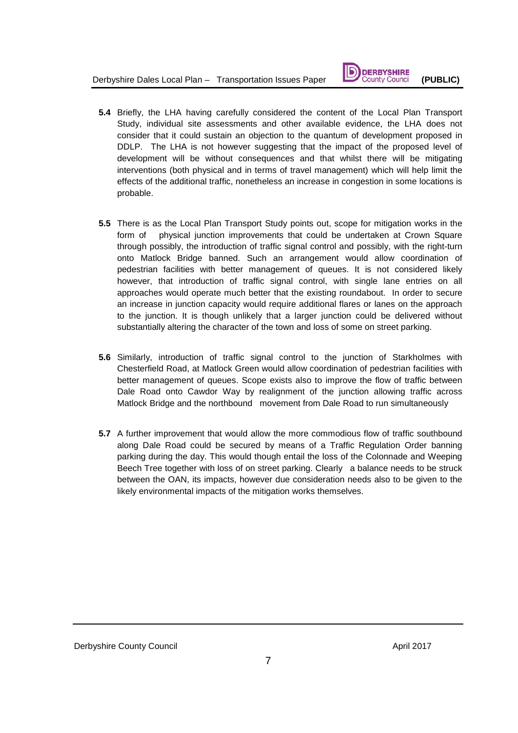**5.4** Briefly, the LHA having carefully considered the content of the Local Plan Transport Study, individual site assessments and other available evidence, the LHA does not consider that it could sustain an objection to the quantum of development proposed in DDLP. The LHA is not however suggesting that the impact of the proposed level of development will be without consequences and that whilst there will be mitigating interventions (both physical and in terms of travel management) which will help limit the effects of the additional traffic, nonetheless an increase in congestion in some locations is probable.

**5.5** There is as the Local Plan Transport Study points out, scope for mitigation works in the form of physical junction improvements that could be undertaken at Crown Square through possibly, the introduction of traffic signal control and possibly, with the right-turn onto Matlock Bridge banned. Such an arrangement would allow coordination of pedestrian facilities with better management of queues. It is not considered likely however, that introduction of traffic signal control, with single lane entries on all approaches would operate much better that the existing roundabout. In order to secure an increase in junction capacity would require additional flares or lanes on the approach to the junction. It is though unlikely that a larger junction could be delivered without substantially altering the character of the town and loss of some on street parking.

**5.6** Similarly, introduction of traffic signal control to the junction of Starkholmes with Chesterfield Road, at Matlock Green would allow coordination of pedestrian facilities with better management of queues. Scope exists also to improve the flow of traffic between Dale Road onto Cawdor Way by realignment of the junction allowing traffic across Matlock Bridge and the northbound movement from Dale Road to run simultaneously

**5.7** A further improvement that would allow the more commodious flow of traffic southbound along Dale Road could be secured by means of a Traffic Regulation Order banning parking during the day. This would though entail the loss of the Colonnade and Weeping Beech Tree together with loss of on street parking. Clearly a balance needs to be struck between the OAN, its impacts, however due consideration needs also to be given to the likely environmental impacts of the mitigation works themselves.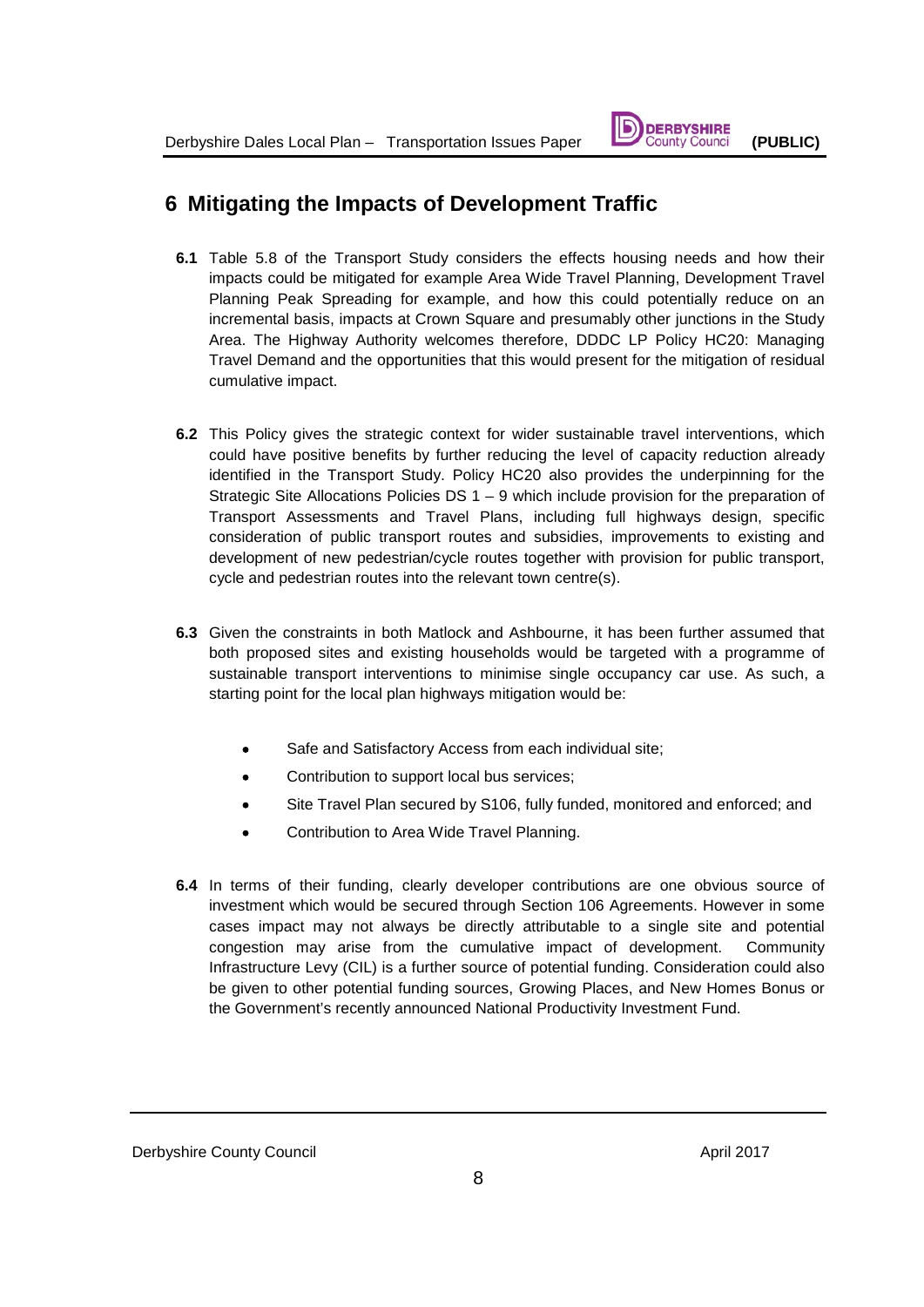# 6 Mitigating the Impacts of Development Traffic

**6.1** Table 5.8 of the Transport Study considers the effects housing needs and how their impacts could be mitigated for example Area Wide Travel Planning, Development Travel Planning Peak Spreading for example, and how this could potentially reduce on an incremental basis, impacts at Crown Square and presumably other junctions in the Study Area. The Highway Authority welcomes therefore, DDDC LP Policy HC20: Managing Travel Demand and the opportunities that this would present for the mitigation of residual cumulative impact.

**6.2** This Policy gives the strategic context for wider sustainable travel interventions, which could have positive benefits by further reducing the level of capacity reduction already identified in the Transport Study. Policy HC20 also provides the underpinning for the Strategic Site Allocations Policies DS 1 – 9 which include provision for the preparation of Transport Assessments and Travel Plans, including full highways design, specific consideration of public transport routes and subsidies, improvements to existing and development of new pedestrian/cycle routes together with provision for public transport, cycle and pedestrian routes into the relevant town centre(s).

**6.3** Given the constraints in both Matlock and Ashbourne, it has been further assumed that both proposed sites and existing households would be targeted with a programme of sustainable transport interventions to minimise single occupancy car use. As such, a starting point for the local plan highways mitigation would be:

- Safe and Satisfactory Access from each individual site;
- Contribution to support local bus services;
- Site Travel Plan secured by S106, fully funded, monitored and enforced; and
- Contribution to Area Wide Travel Planning.

**6.4** In terms of their funding, clearly developer contributions are one obvious source of investment which would be secured through Section 106 Agreements. However in some cases impact may not always be directly attributable to a single site and potential congestion may arise from the cumulative impact of development. Community Infrastructure Levy (CIL) is a further source of potential funding. Consideration could also be given to other potential funding sources, Growing Places, and New Homes Bonus or the Government's recently announced National Productivity Investment Fund.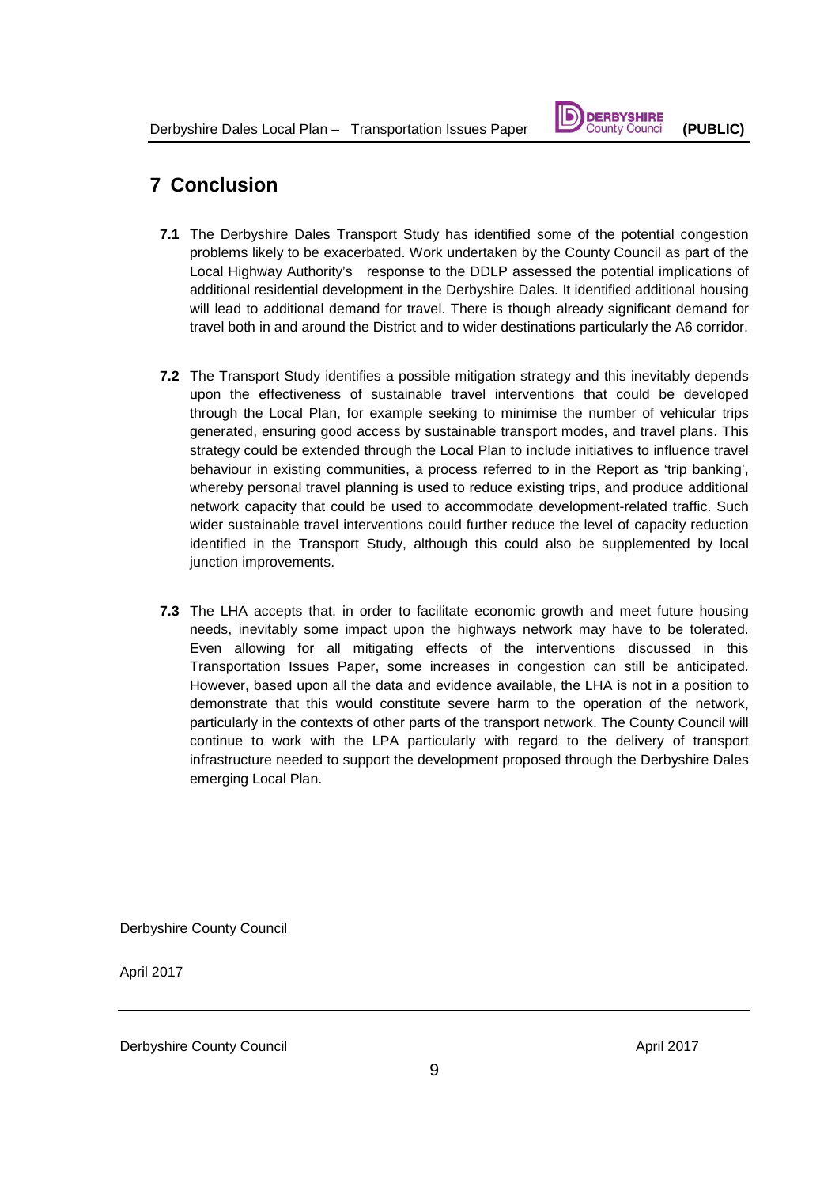# 7 Conclusion

**7.1** The Derbyshire Dales Transport Study has identified some of the potential congestion problems likely to be exacerbated. Work undertaken by the County Council as part of the Local Highway Authority's response to the DDLP assessed the potential implications of additional residential development in the Derbyshire Dales. It identified additional housing will lead to additional demand for travel. There is though already significant demand for travel both in and around the District and to wider destinations particularly the A6 corridor.

**7.2** The Transport Study identifies a possible mitigation strategy and this inevitably depends upon the effectiveness of sustainable travel interventions that could be developed through the Local Plan, for example seeking to minimise the number of vehicular trips generated, ensuring good access by sustainable transport modes, and travel plans. This strategy could be extended through the Local Plan to include initiatives to influence travel behaviour in existing communities, a process referred to in the Report as 'trip banking', whereby personal travel planning is used to reduce existing trips, and produce additional network capacity that could be used to accommodate development-related traffic. Such wider sustainable travel interventions could further reduce the level of capacity reduction identified in the Transport Study, although this could also be supplemented by local junction improvements.

**7.3** The LHA accepts that, in order to facilitate economic growth and meet future housing needs, inevitably some impact upon the highways network may have to be tolerated. Even allowing for all mitigating effects of the interventions discussed in this Transportation Issues Paper, some increases in congestion can still be anticipated. However, based upon all the data and evidence available, the LHA is not in a position to demonstrate that this would constitute severe harm to the operation of the network, particularly in the contexts of other parts of the transport network. The County Council will continue to work with the LPA particularly with regard to the delivery of transport infrastructure needed to support the development proposed through the Derbyshire Dales emerging Local Plan.

Derbyshire County Council

April 2017